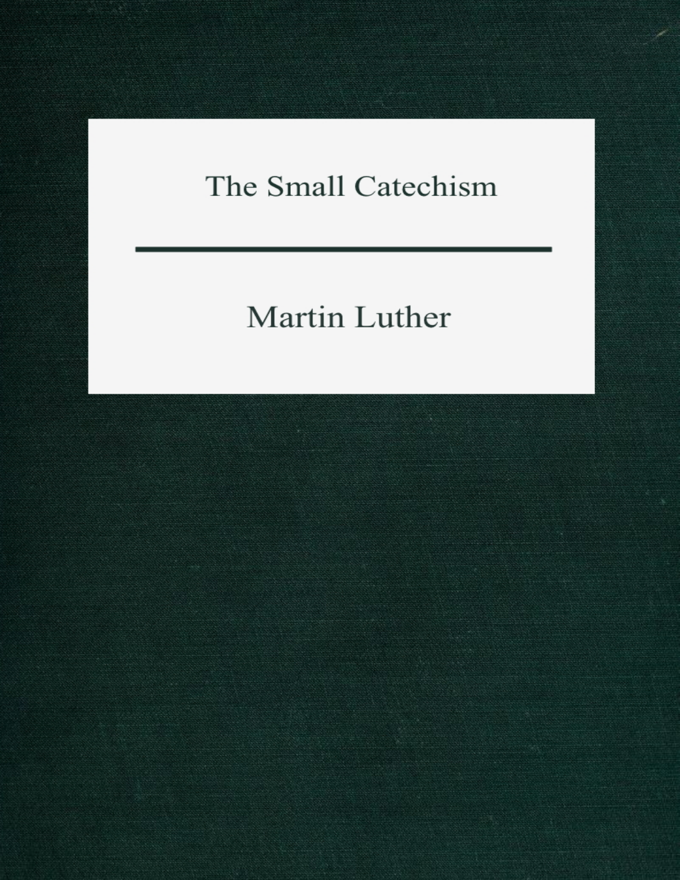# The Small Catechism

---

Martin Luther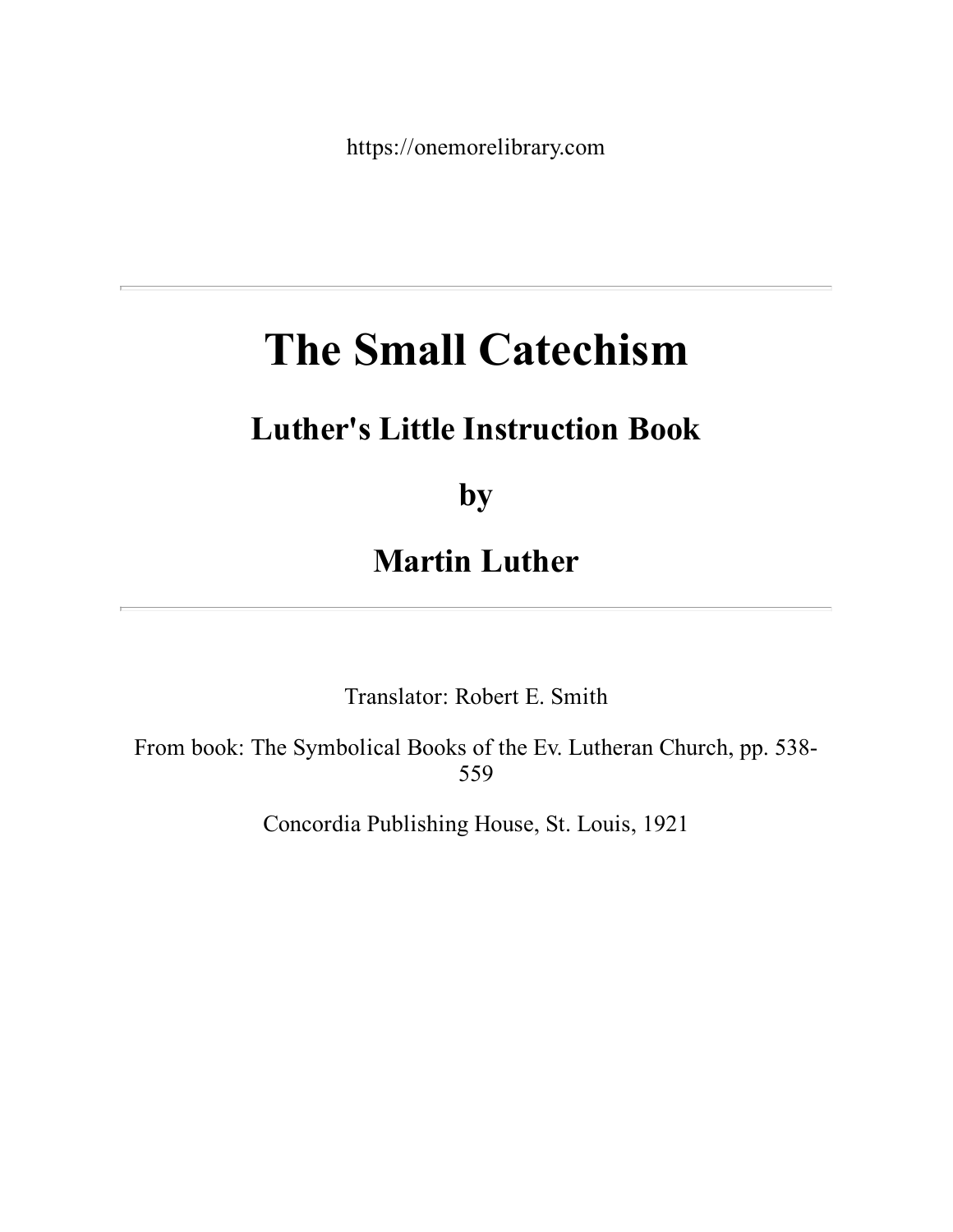https://onemorelibrary.com

---

# The Small Catechism

## Luther's Little Instruction Book

## by

## Martin Luther

---

Translator: Robert E. Smith

From book: The Symbolical Books of the Ev. Lutheran Church, pp. 538-559

Concordia Publishing House, St. Louis, 1921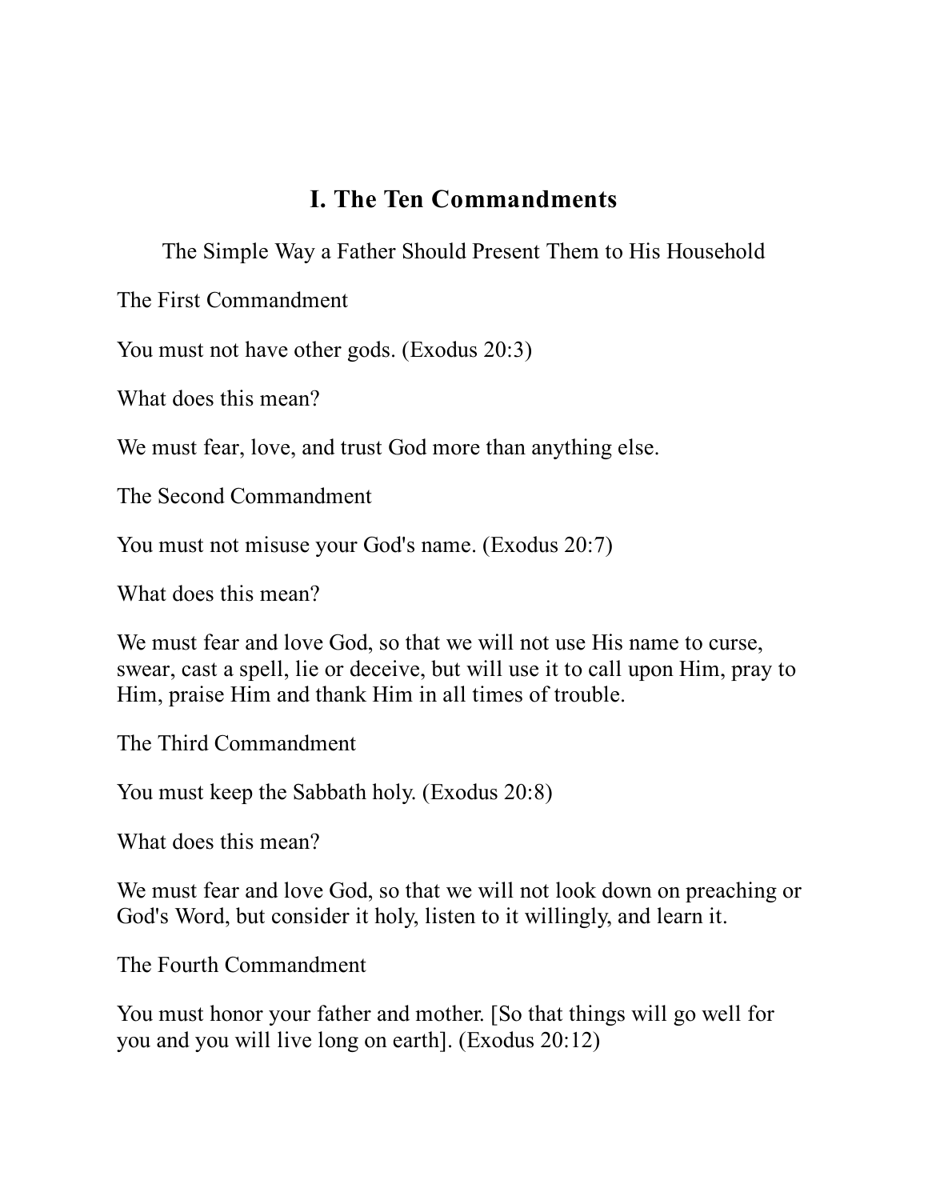# I. The Ten Commandments

The Simple Way a Father Should Present Them to His Household

The First Commandment

You must not have other gods. (Exodus 20:3)

What does this mean?

We must fear, love, and trust God more than anything else.

The Second Commandment

You must not misuse your God's name. (Exodus 20:7)

What does this mean?

We must fear and love God, so that we will not use His name to curse, swear, cast a spell, lie or deceive, but will use it to call upon Him, pray to Him, praise Him and thank Him in all times of trouble.

The Third Commandment

You must keep the Sabbath holy. (Exodus 20:8)

What does this mean?

We must fear and love God, so that we will not look down on preaching or God's Word, but consider it holy, listen to it willingly, and learn it.

The Fourth Commandment

You must honor your father and mother. [So that things will go well for you and you will live long on earth]. (Exodus 20:12)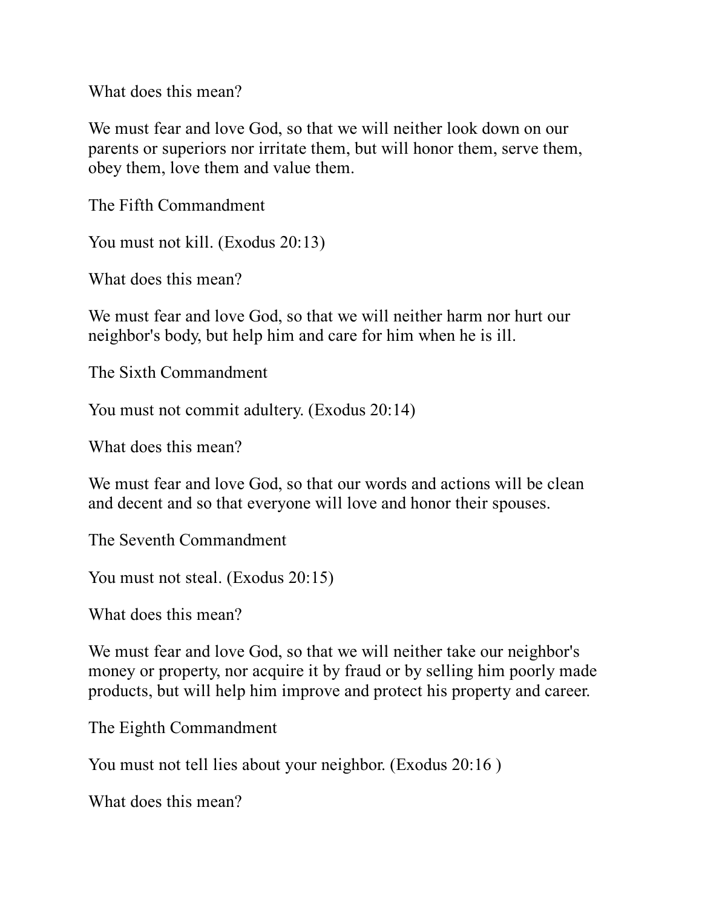What does this mean?

We must fear and love God, so that we will neither look down on our parents or superiors nor irritate them, but will honor them, serve them, obey them, love them and value them.

## The Fifth Commandment

You must not kill. (Exodus 20:13)

What does this mean?

We must fear and love God, so that we will neither harm nor hurt our neighbor's body, but help him and care for him when he is ill.

## The Sixth Commandment

You must not commit adultery. (Exodus 20:14)

What does this mean?

We must fear and love God, so that our words and actions will be clean and decent and so that everyone will love and honor their spouses.

## The Seventh Commandment

You must not steal. (Exodus 20:15)

What does this mean?

We must fear and love God, so that we will neither take our neighbor's money or property, nor acquire it by fraud or by selling him poorly made products, but will help him improve and protect his property and career.

## The Eighth Commandment

You must not tell lies about your neighbor. (Exodus 20:16 )

What does this mean?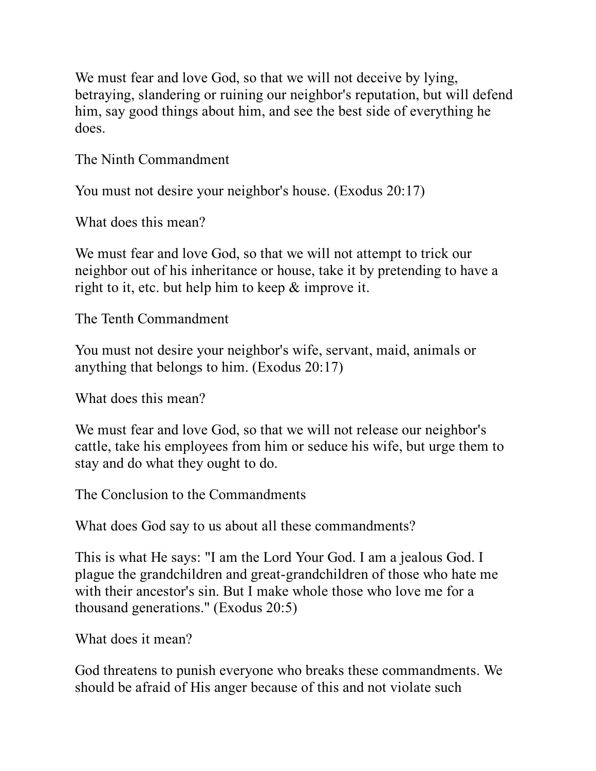We must fear and love God, so that we will not deceive by lying, betraying, slandering or ruining our neighbor's reputation, but will defend him, say good things about him, and see the best side of everything he does.

## The Ninth Commandment

You must not desire your neighbor's house. (Exodus 20:17)

What does this mean?

We must fear and love God, so that we will not attempt to trick our neighbor out of his inheritance or house, take it by pretending to have a right to it, etc. but help him to keep & improve it.

## The Tenth Commandment

You must not desire your neighbor's wife, servant, maid, animals or anything that belongs to him. (Exodus 20:17)

What does this mean?

We must fear and love God, so that we will not release our neighbor's cattle, take his employees from him or seduce his wife, but urge them to stay and do what they ought to do.

## The Conclusion to the Commandments

What does God say to us about all these commandments?

This is what He says: "I am the Lord Your God. I am a jealous God. I plague the grandchildren and great-grandchildren of those who hate me with their ancestor's sin. But I make whole those who love me for a thousand generations." (Exodus 20:5)

What does it mean?

God threatens to punish everyone who breaks these commandments. We should be afraid of His anger because of this and not violate such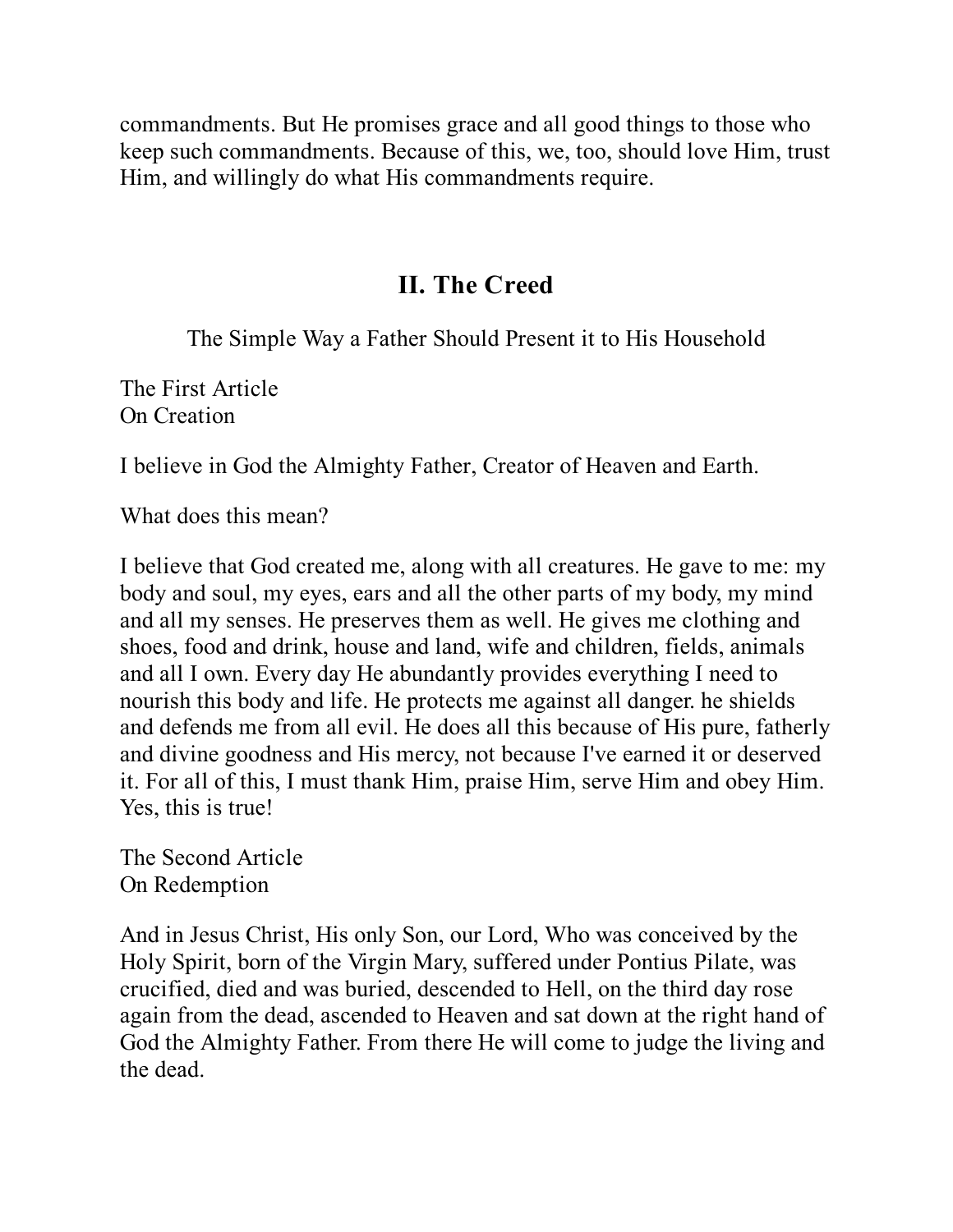commandments. But He promises grace and all good things to those who keep such commandments. Because of this, we, too, should love Him, trust Him, and willingly do what His commandments require.

## II. The Creed

The Simple Way a Father Should Present it to His Household

The First Article
On Creation

I believe in God the Almighty Father, Creator of Heaven and Earth.

What does this mean?

I believe that God created me, along with all creatures. He gave to me: my body and soul, my eyes, ears and all the other parts of my body, my mind and all my senses. He preserves them as well. He gives me clothing and shoes, food and drink, house and land, wife and children, fields, animals and all I own. Every day He abundantly provides everything I need to nourish this body and life. He protects me against all danger. he shields and defends me from all evil. He does all this because of His pure, fatherly and divine goodness and His mercy, not because I've earned it or deserved it. For all of this, I must thank Him, praise Him, serve Him and obey Him. Yes, this is true!

The Second Article
On Redemption

And in Jesus Christ, His only Son, our Lord, Who was conceived by the Holy Spirit, born of the Virgin Mary, suffered under Pontius Pilate, was crucified, died and was buried, descended to Hell, on the third day rose again from the dead, ascended to Heaven and sat down at the right hand of God the Almighty Father. From there He will come to judge the living and the dead.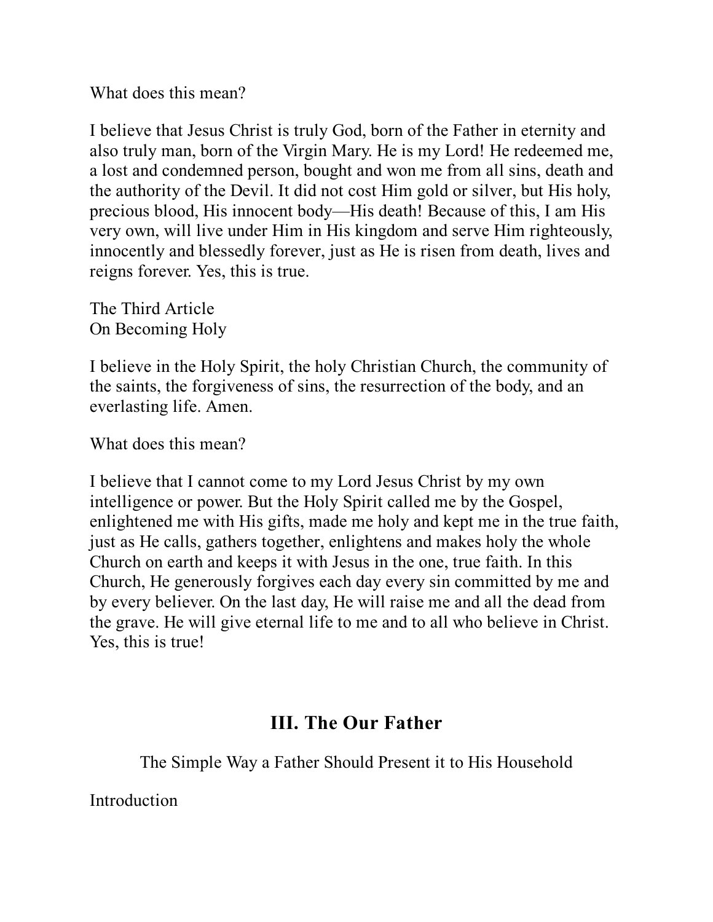What does this mean?

I believe that Jesus Christ is truly God, born of the Father in eternity and also truly man, born of the Virgin Mary. He is my Lord! He redeemed me, a lost and condemned person, bought and won me from all sins, death and the authority of the Devil. It did not cost Him gold or silver, but His holy, precious blood, His innocent body—His death! Because of this, I am His very own, will live under Him in His kingdom and serve Him righteously, innocently and blessedly forever, just as He is risen from death, lives and reigns forever. Yes, this is true.

The Third Article
On Becoming Holy

I believe in the Holy Spirit, the holy Christian Church, the community of the saints, the forgiveness of sins, the resurrection of the body, and an everlasting life. Amen.

What does this mean?

I believe that I cannot come to my Lord Jesus Christ by my own intelligence or power. But the Holy Spirit called me by the Gospel, enlightened me with His gifts, made me holy and kept me in the true faith, just as He calls, gathers together, enlightens and makes holy the whole Church on earth and keeps it with Jesus in the one, true faith. In this Church, He generously forgives each day every sin committed by me and by every believer. On the last day, He will raise me and all the dead from the grave. He will give eternal life to me and to all who believe in Christ. Yes, this is true!

## III. The Our Father

The Simple Way a Father Should Present it to His Household

Introduction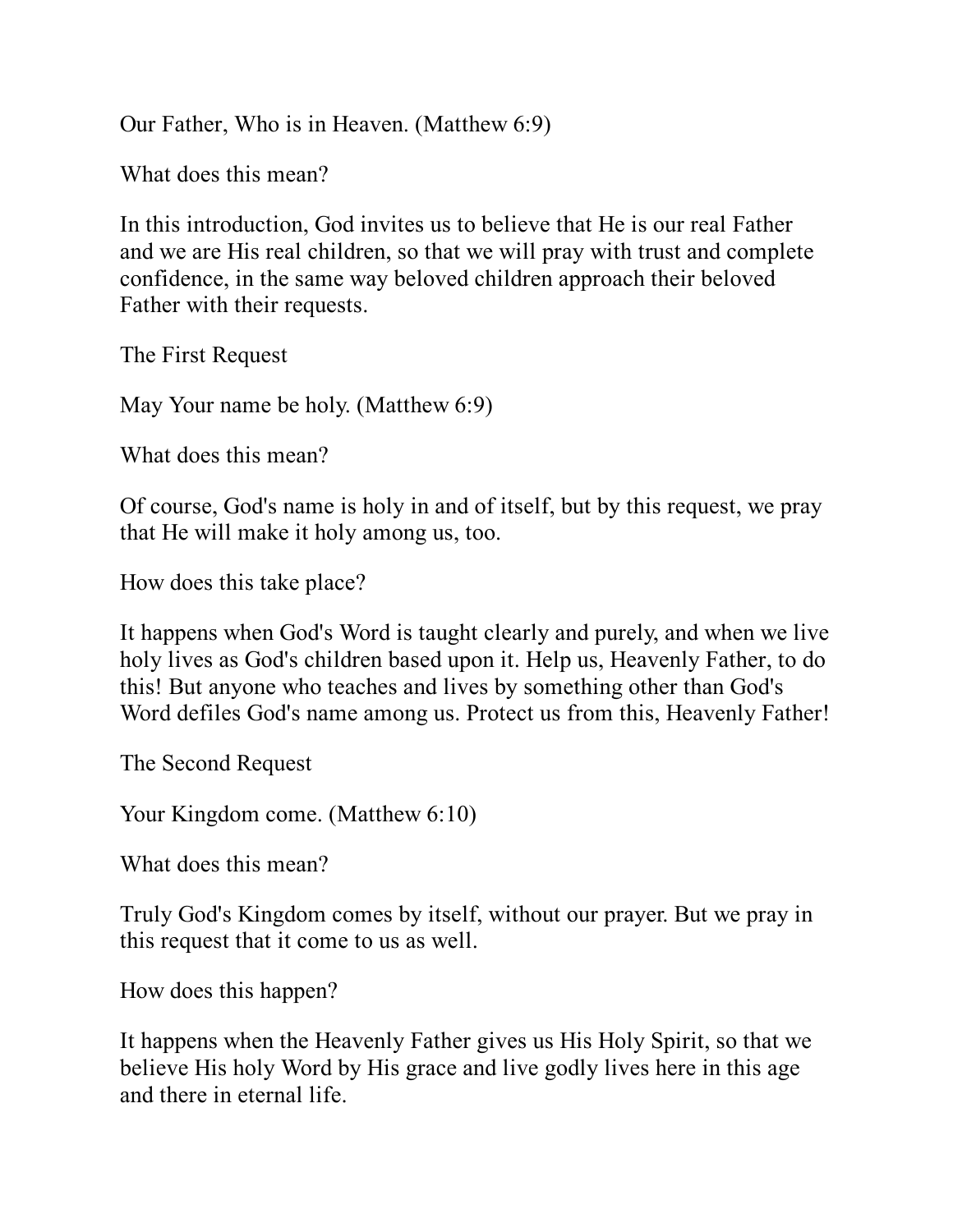Our Father, Who is in Heaven. (Matthew 6:9)

What does this mean?

In this introduction, God invites us to believe that He is our real Father and we are His real children, so that we will pray with trust and complete confidence, in the same way beloved children approach their beloved Father with their requests.

## The First Request

May Your name be holy. (Matthew 6:9)

What does this mean?

Of course, God's name is holy in and of itself, but by this request, we pray that He will make it holy among us, too.

How does this take place?

It happens when God's Word is taught clearly and purely, and when we live holy lives as God's children based upon it. Help us, Heavenly Father, to do this! But anyone who teaches and lives by something other than God's Word defiles God's name among us. Protect us from this, Heavenly Father!

## The Second Request

Your Kingdom come. (Matthew 6:10)

What does this mean?

Truly God's Kingdom comes by itself, without our prayer. But we pray in this request that it come to us as well.

How does this happen?

It happens when the Heavenly Father gives us His Holy Spirit, so that we believe His holy Word by His grace and live godly lives here in this age and there in eternal life.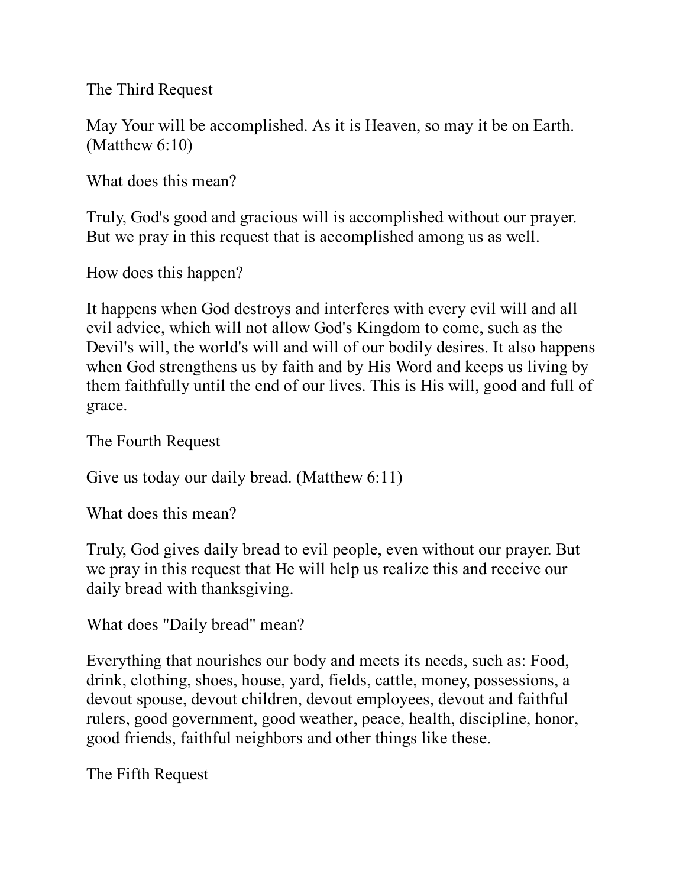## The Third Request

May Your will be accomplished. As it is Heaven, so may it be on Earth. (Matthew 6:10)

What does this mean?

Truly, God's good and gracious will is accomplished without our prayer. But we pray in this request that is accomplished among us as well.

How does this happen?

It happens when God destroys and interferes with every evil will and all evil advice, which will not allow God's Kingdom to come, such as the Devil's will, the world's will and will of our bodily desires. It also happens when God strengthens us by faith and by His Word and keeps us living by them faithfully until the end of our lives. This is His will, good and full of grace.

## The Fourth Request

Give us today our daily bread. (Matthew 6:11)

What does this mean?

Truly, God gives daily bread to evil people, even without our prayer. But we pray in this request that He will help us realize this and receive our daily bread with thanksgiving.

What does "Daily bread" mean?

Everything that nourishes our body and meets its needs, such as: Food, drink, clothing, shoes, house, yard, fields, cattle, money, possessions, a devout spouse, devout children, devout employees, devout and faithful rulers, good government, good weather, peace, health, discipline, honor, good friends, faithful neighbors and other things like these.

## The Fifth Request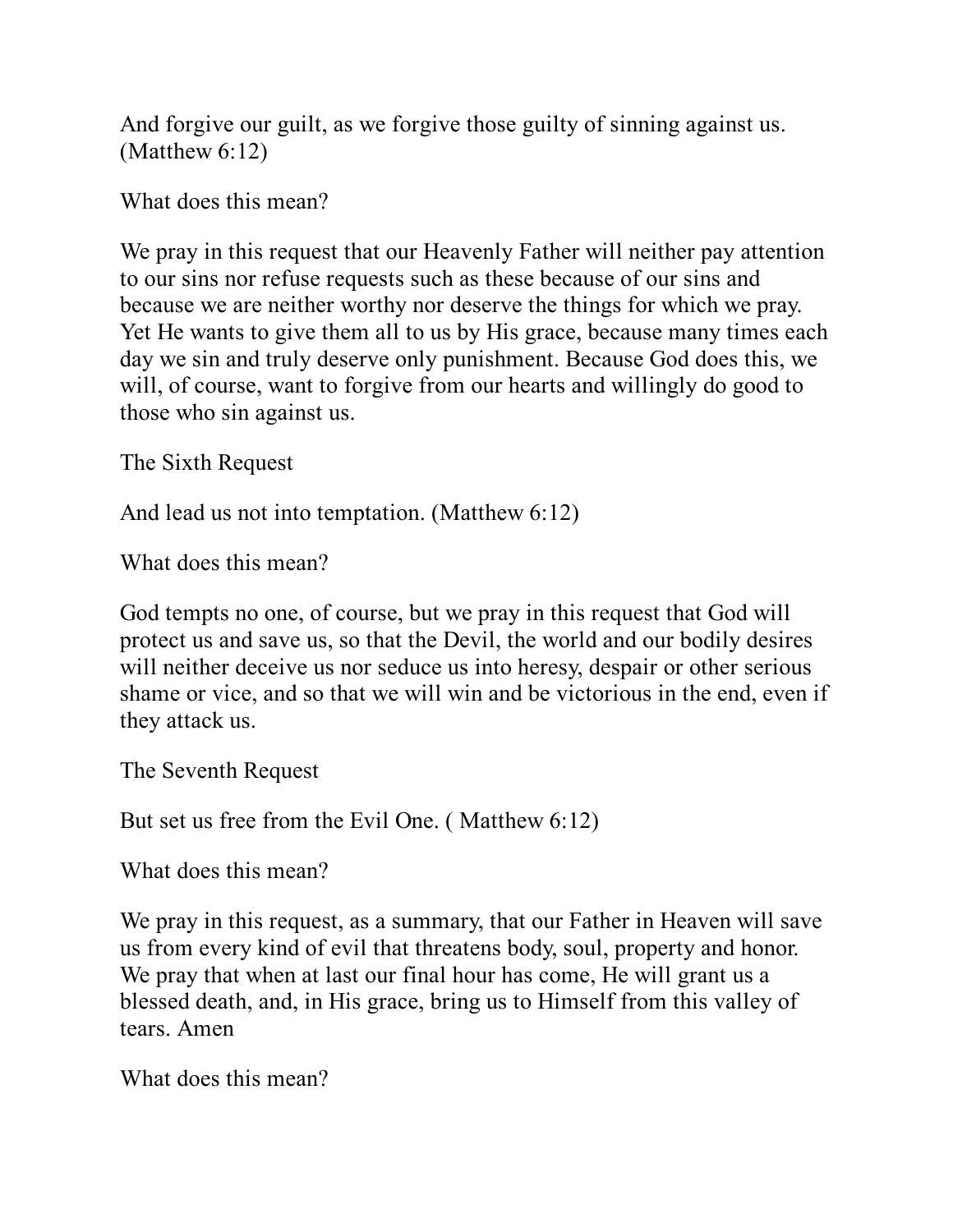And forgive our guilt, as we forgive those guilty of sinning against us. (Matthew 6:12)

What does this mean?

We pray in this request that our Heavenly Father will neither pay attention to our sins nor refuse requests such as these because of our sins and because we are neither worthy nor deserve the things for which we pray. Yet He wants to give them all to us by His grace, because many times each day we sin and truly deserve only punishment. Because God does this, we will, of course, want to forgive from our hearts and willingly do good to those who sin against us.

## The Sixth Request

And lead us not into temptation. (Matthew 6:12)

What does this mean?

God tempts no one, of course, but we pray in this request that God will protect us and save us, so that the Devil, the world and our bodily desires will neither deceive us nor seduce us into heresy, despair or other serious shame or vice, and so that we will win and be victorious in the end, even if they attack us.

## The Seventh Request

But set us free from the Evil One. ( Matthew 6:12)

What does this mean?

We pray in this request, as a summary, that our Father in Heaven will save us from every kind of evil that threatens body, soul, property and honor. We pray that when at last our final hour has come, He will grant us a blessed death, and, in His grace, bring us to Himself from this valley of tears. Amen

What does this mean?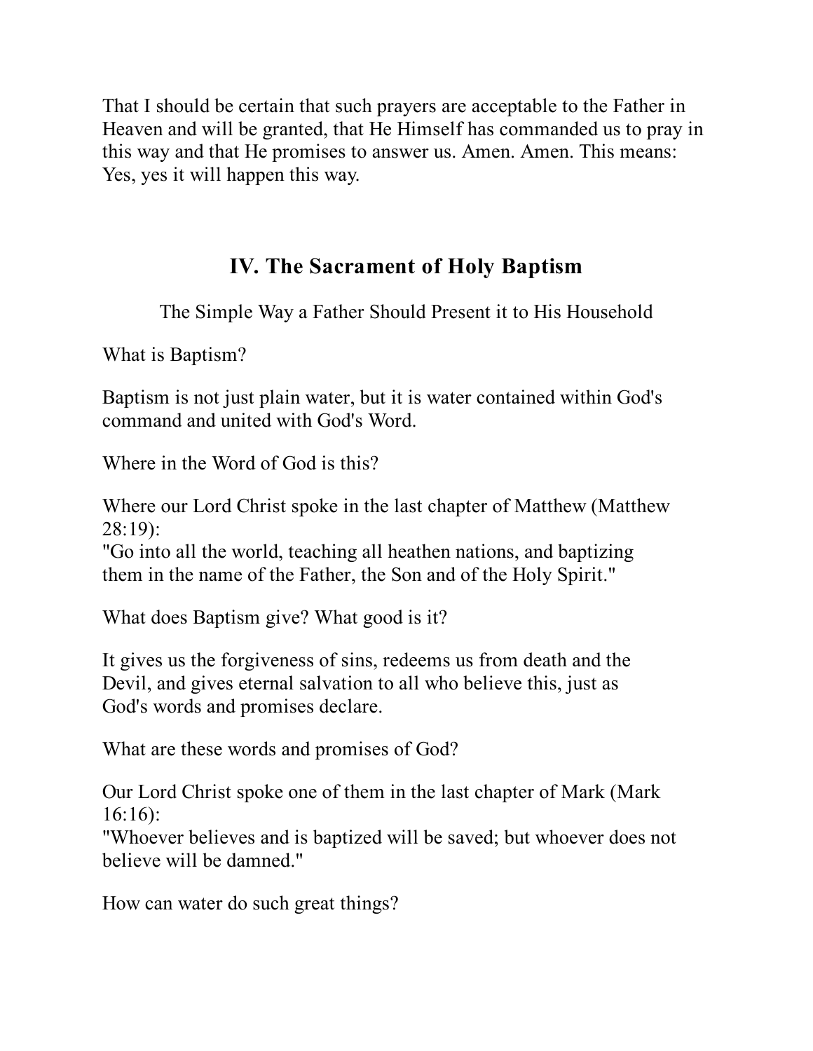That I should be certain that such prayers are acceptable to the Father in Heaven and will be granted, that He Himself has commanded us to pray in this way and that He promises to answer us. Amen. Amen. This means: Yes, yes it will happen this way.

## IV. The Sacrament of Holy Baptism

The Simple Way a Father Should Present it to His Household

What is Baptism?

Baptism is not just plain water, but it is water contained within God's command and united with God's Word.

Where in the Word of God is this?

Where our Lord Christ spoke in the last chapter of Matthew (Matthew 28:19):
"Go into all the world, teaching all heathen nations, and baptizing them in the name of the Father, the Son and of the Holy Spirit."

What does Baptism give? What good is it?

It gives us the forgiveness of sins, redeems us from death and the Devil, and gives eternal salvation to all who believe this, just as God's words and promises declare.

What are these words and promises of God?

Our Lord Christ spoke one of them in the last chapter of Mark (Mark 16:16):
"Whoever believes and is baptized will be saved; but whoever does not believe will be damned."

How can water do such great things?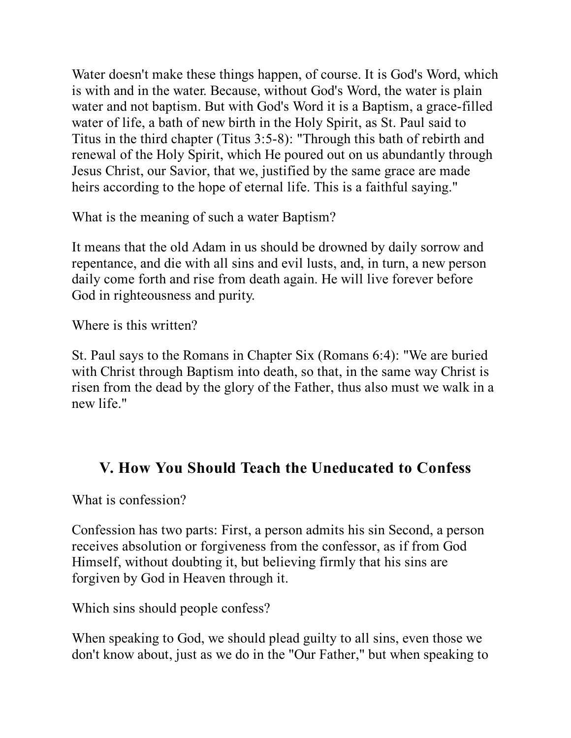Water doesn't make these things happen, of course. It is God's Word, which is with and in the water. Because, without God's Word, the water is plain water and not baptism. But with God's Word it is a Baptism, a grace-filled water of life, a bath of new birth in the Holy Spirit, as St. Paul said to Titus in the third chapter (Titus 3:5-8): "Through this bath of rebirth and renewal of the Holy Spirit, which He poured out on us abundantly through Jesus Christ, our Savior, that we, justified by the same grace are made heirs according to the hope of eternal life. This is a faithful saying."

What is the meaning of such a water Baptism?

It means that the old Adam in us should be drowned by daily sorrow and repentance, and die with all sins and evil lusts, and, in turn, a new person daily come forth and rise from death again. He will live forever before God in righteousness and purity.

Where is this written?

St. Paul says to the Romans in Chapter Six (Romans 6:4): "We are buried with Christ through Baptism into death, so that, in the same way Christ is risen from the dead by the glory of the Father, thus also must we walk in a new life."

## V. How You Should Teach the Uneducated to Confess

What is confession?

Confession has two parts: First, a person admits his sin Second, a person receives absolution or forgiveness from the confessor, as if from God Himself, without doubting it, but believing firmly that his sins are forgiven by God in Heaven through it.

Which sins should people confess?

When speaking to God, we should plead guilty to all sins, even those we don't know about, just as we do in the "Our Father," but when speaking to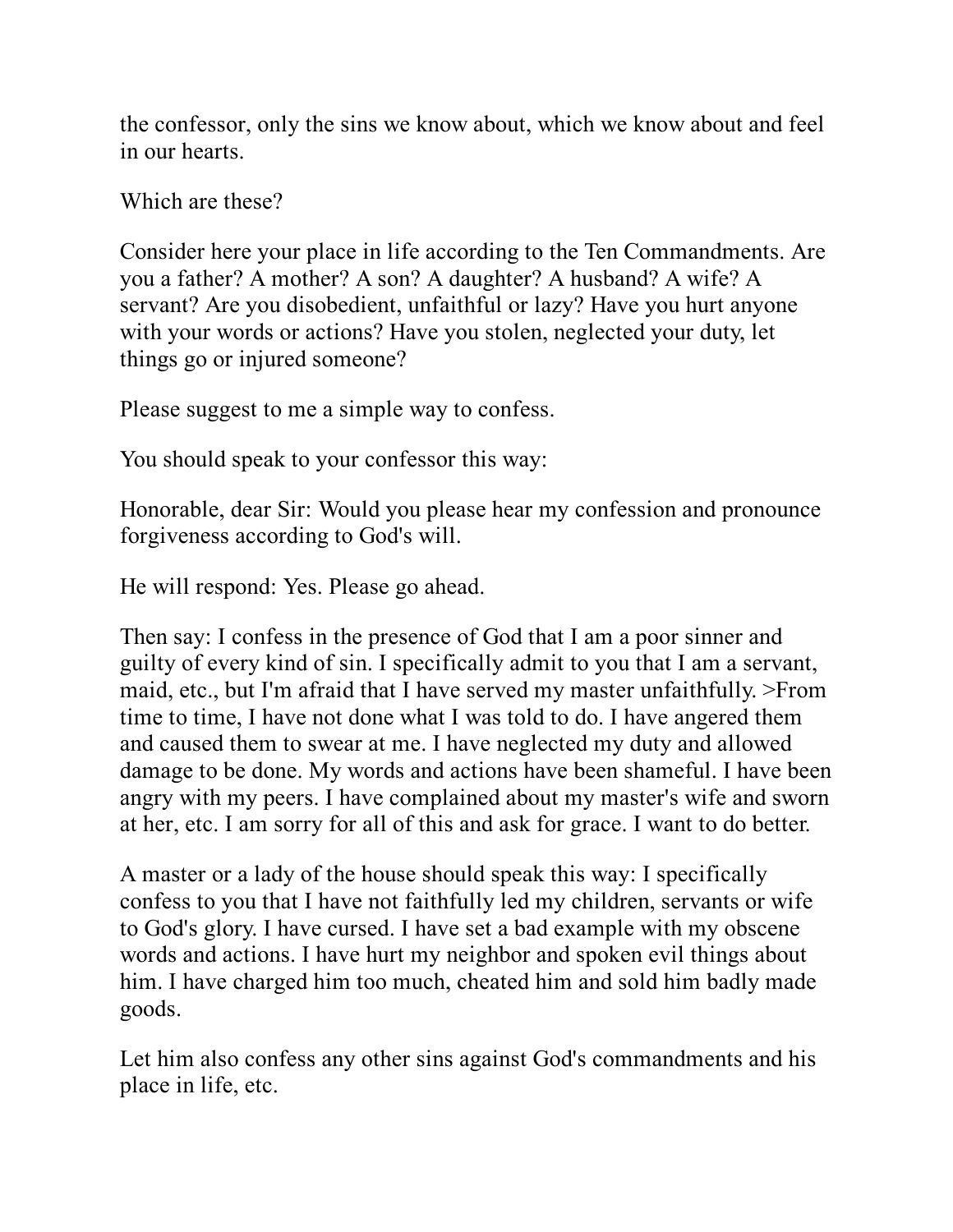the confessor, only the sins we know about, which we know about and feel in our hearts.

Which are these?

Consider here your place in life according to the Ten Commandments. Are you a father? A mother? A son? A daughter? A husband? A wife? A servant? Are you disobedient, unfaithful or lazy? Have you hurt anyone with your words or actions? Have you stolen, neglected your duty, let things go or injured someone?

Please suggest to me a simple way to confess.

You should speak to your confessor this way:

Honorable, dear Sir: Would you please hear my confession and pronounce forgiveness according to God's will.

He will respond: Yes. Please go ahead.

Then say: I confess in the presence of God that I am a poor sinner and guilty of every kind of sin. I specifically admit to you that I am a servant, maid, etc., but I'm afraid that I have served my master unfaithfully. >From time to time, I have not done what I was told to do. I have angered them and caused them to swear at me. I have neglected my duty and allowed damage to be done. My words and actions have been shameful. I have been angry with my peers. I have complained about my master's wife and sworn at her, etc. I am sorry for all of this and ask for grace. I want to do better.

A master or a lady of the house should speak this way: I specifically confess to you that I have not faithfully led my children, servants or wife to God's glory. I have cursed. I have set a bad example with my obscene words and actions. I have hurt my neighbor and spoken evil things about him. I have charged him too much, cheated him and sold him badly made goods.

Let him also confess any other sins against God's commandments and his place in life, etc.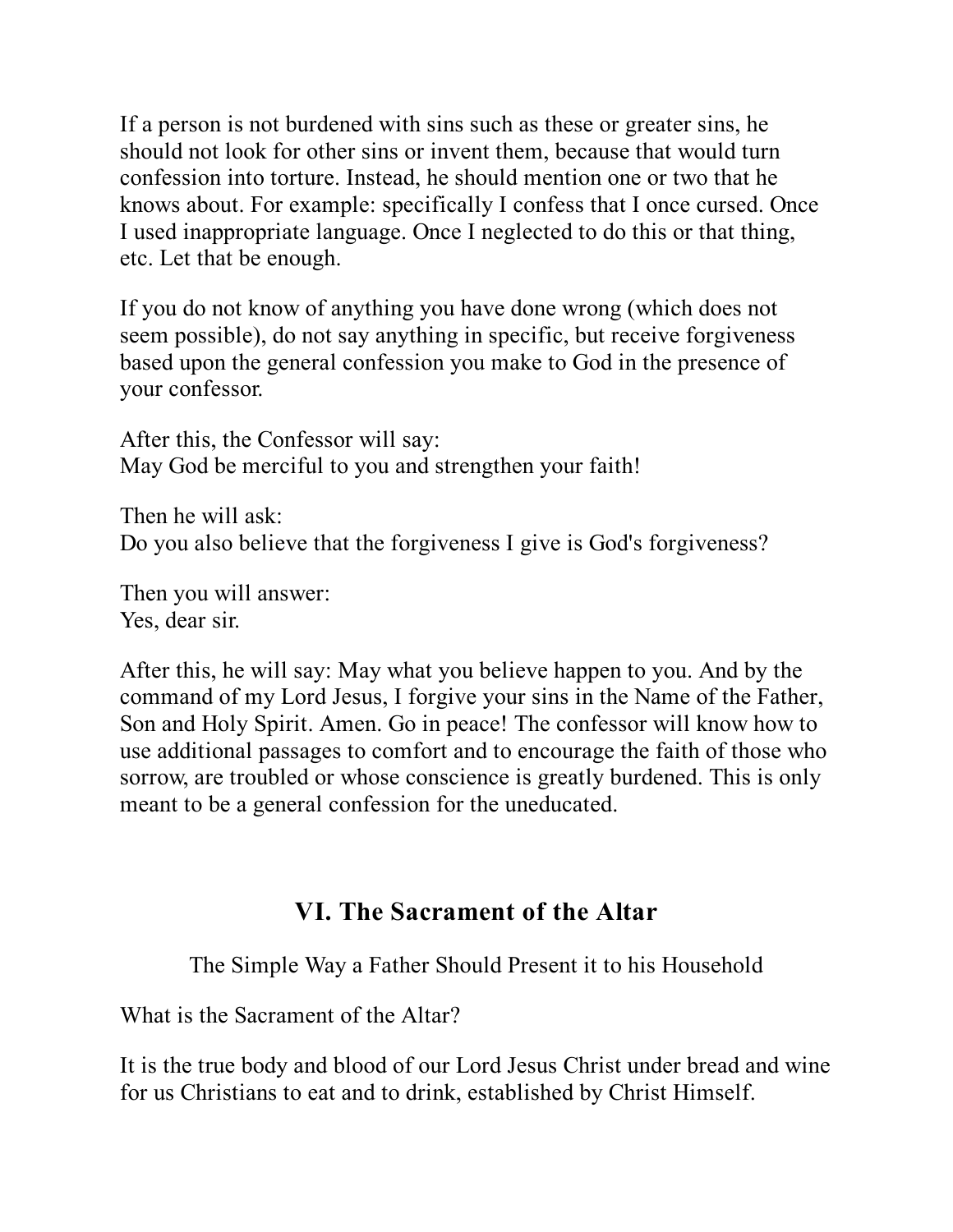If a person is not burdened with sins such as these or greater sins, he should not look for other sins or invent them, because that would turn confession into torture. Instead, he should mention one or two that he knows about. For example: specifically I confess that I once cursed. Once I used inappropriate language. Once I neglected to do this or that thing, etc. Let that be enough.

If you do not know of anything you have done wrong (which does not seem possible), do not say anything in specific, but receive forgiveness based upon the general confession you make to God in the presence of your confessor.

After this, the Confessor will say:
May God be merciful to you and strengthen your faith!

Then he will ask:
Do you also believe that the forgiveness I give is God's forgiveness?

Then you will answer:
Yes, dear sir.

After this, he will say: May what you believe happen to you. And by the command of my Lord Jesus, I forgive your sins in the Name of the Father, Son and Holy Spirit. Amen. Go in peace! The confessor will know how to use additional passages to comfort and to encourage the faith of those who sorrow, are troubled or whose conscience is greatly burdened. This is only meant to be a general confession for the uneducated.

## VI. The Sacrament of the Altar

The Simple Way a Father Should Present it to his Household

What is the Sacrament of the Altar?

It is the true body and blood of our Lord Jesus Christ under bread and wine for us Christians to eat and to drink, established by Christ Himself.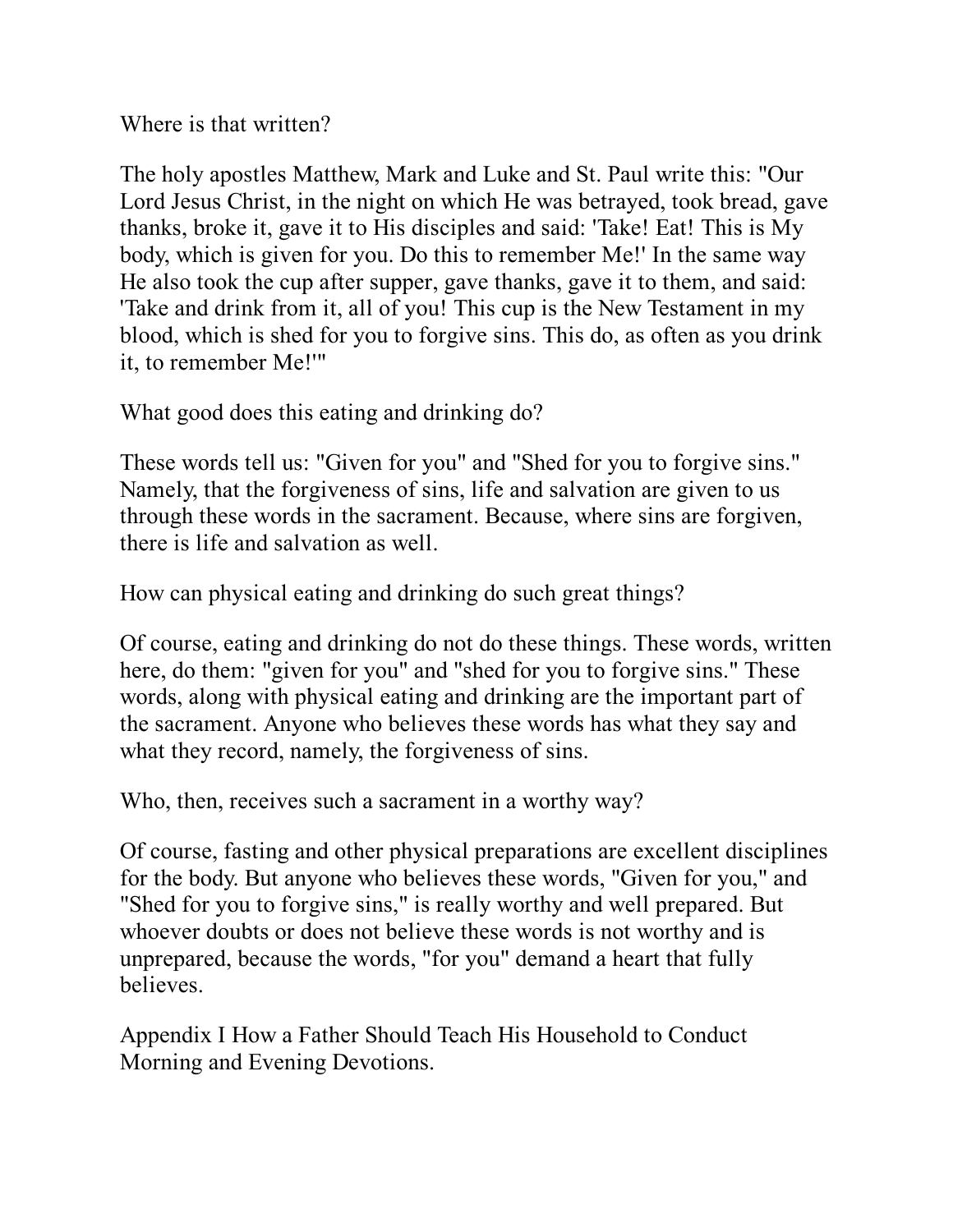Where is that written?

The holy apostles Matthew, Mark and Luke and St. Paul write this: "Our Lord Jesus Christ, in the night on which He was betrayed, took bread, gave thanks, broke it, gave it to His disciples and said: 'Take! Eat! This is My body, which is given for you. Do this to remember Me!' In the same way He also took the cup after supper, gave thanks, gave it to them, and said: 'Take and drink from it, all of you! This cup is the New Testament in my blood, which is shed for you to forgive sins. This do, as often as you drink it, to remember Me!'"

What good does this eating and drinking do?

These words tell us: "Given for you" and "Shed for you to forgive sins." Namely, that the forgiveness of sins, life and salvation are given to us through these words in the sacrament. Because, where sins are forgiven, there is life and salvation as well.

How can physical eating and drinking do such great things?

Of course, eating and drinking do not do these things. These words, written here, do them: "given for you" and "shed for you to forgive sins." These words, along with physical eating and drinking are the important part of the sacrament. Anyone who believes these words has what they say and what they record, namely, the forgiveness of sins.

Who, then, receives such a sacrament in a worthy way?

Of course, fasting and other physical preparations are excellent disciplines for the body. But anyone who believes these words, "Given for you," and "Shed for you to forgive sins," is really worthy and well prepared. But whoever doubts or does not believe these words is not worthy and is unprepared, because the words, "for you" demand a heart that fully believes.

Appendix I How a Father Should Teach His Household to Conduct Morning and Evening Devotions.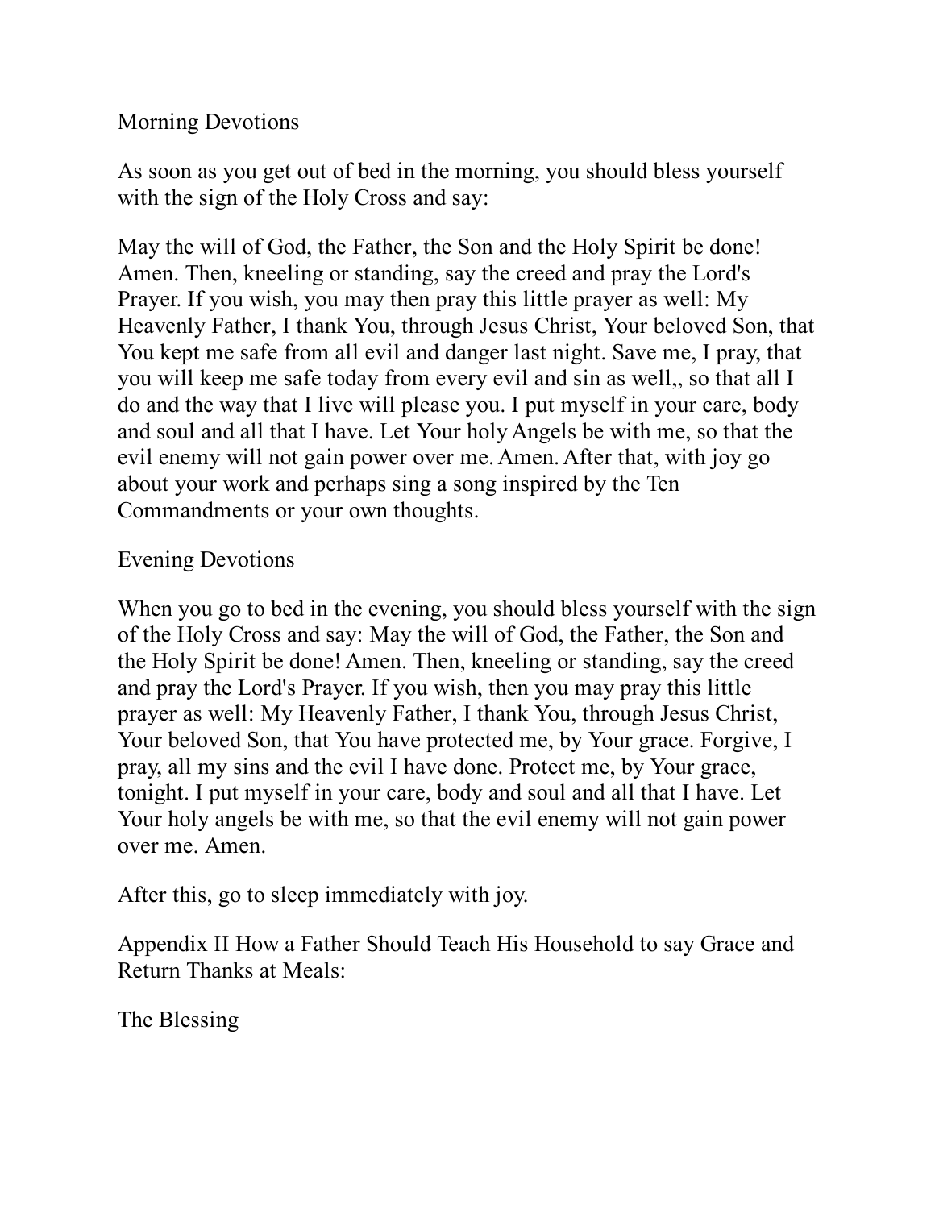## Morning Devotions

As soon as you get out of bed in the morning, you should bless yourself with the sign of the Holy Cross and say:

May the will of God, the Father, the Son and the Holy Spirit be done! Amen. Then, kneeling or standing, say the creed and pray the Lord's Prayer. If you wish, you may then pray this little prayer as well: My Heavenly Father, I thank You, through Jesus Christ, Your beloved Son, that You kept me safe from all evil and danger last night. Save me, I pray, that you will keep me safe today from every evil and sin as well,, so that all I do and the way that I live will please you. I put myself in your care, body and soul and all that I have. Let Your holy Angels be with me, so that the evil enemy will not gain power over me. Amen. After that, with joy go about your work and perhaps sing a song inspired by the Ten Commandments or your own thoughts.

## Evening Devotions

When you go to bed in the evening, you should bless yourself with the sign of the Holy Cross and say: May the will of God, the Father, the Son and the Holy Spirit be done! Amen. Then, kneeling or standing, say the creed and pray the Lord's Prayer. If you wish, then you may pray this little prayer as well: My Heavenly Father, I thank You, through Jesus Christ, Your beloved Son, that You have protected me, by Your grace. Forgive, I pray, all my sins and the evil I have done. Protect me, by Your grace, tonight. I put myself in your care, body and soul and all that I have. Let Your holy angels be with me, so that the evil enemy will not gain power over me. Amen.

After this, go to sleep immediately with joy.

## Appendix II How a Father Should Teach His Household to say Grace and Return Thanks at Meals:

### The Blessing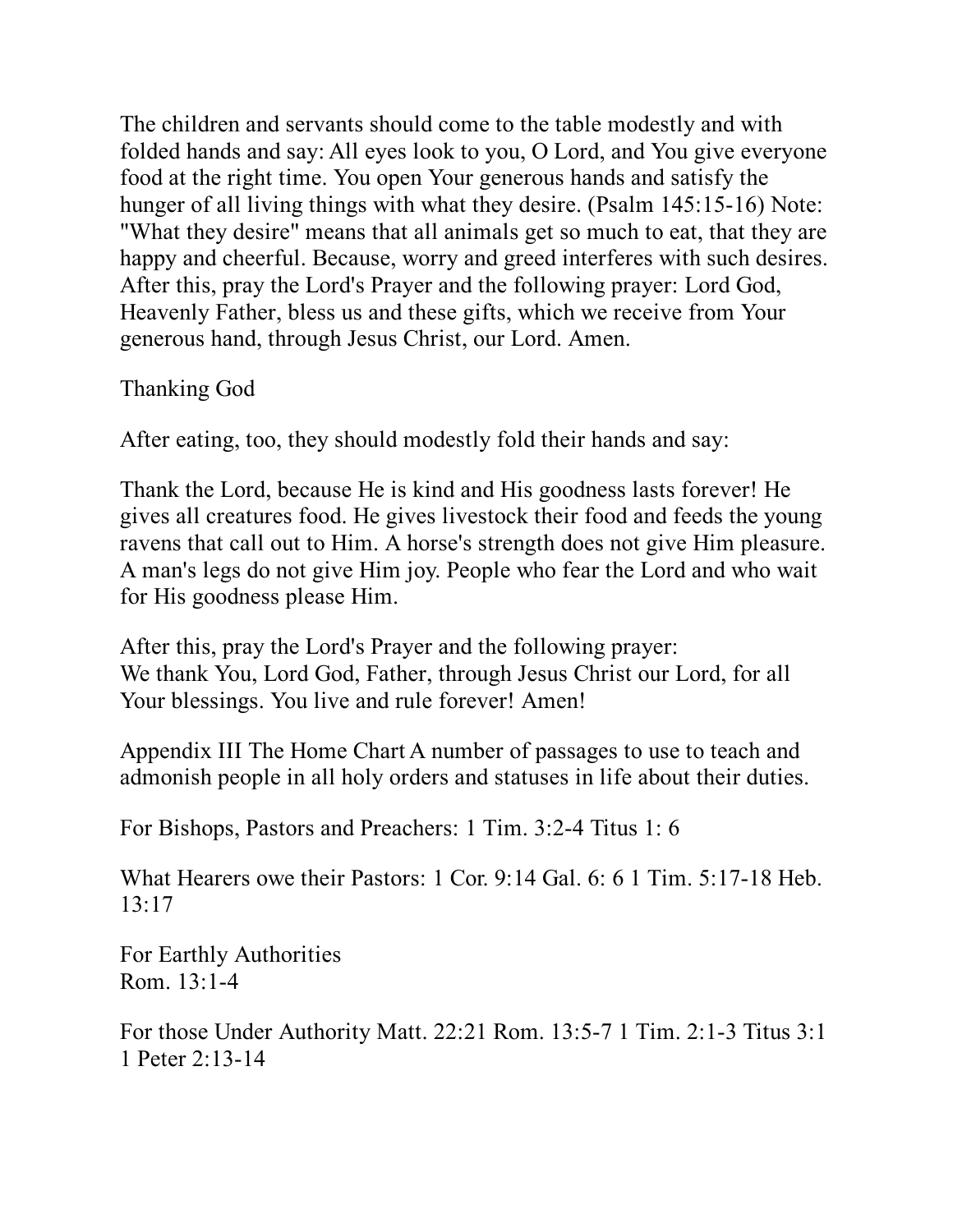The children and servants should come to the table modestly and with folded hands and say: All eyes look to you, O Lord, and You give everyone food at the right time. You open Your generous hands and satisfy the hunger of all living things with what they desire. (Psalm 145:15-16) Note: "What they desire" means that all animals get so much to eat, that they are happy and cheerful. Because, worry and greed interferes with such desires. After this, pray the Lord's Prayer and the following prayer: Lord God, Heavenly Father, bless us and these gifts, which we receive from Your generous hand, through Jesus Christ, our Lord. Amen.

## Thanking God

After eating, too, they should modestly fold their hands and say:

Thank the Lord, because He is kind and His goodness lasts forever! He gives all creatures food. He gives livestock their food and feeds the young ravens that call out to Him. A horse's strength does not give Him pleasure. A man's legs do not give Him joy. People who fear the Lord and who wait for His goodness please Him.

After this, pray the Lord's Prayer and the following prayer:
We thank You, Lord God, Father, through Jesus Christ our Lord, for all Your blessings. You live and rule forever! Amen!

## Appendix III The Home Chart

A number of passages to use to teach and admonish people in all holy orders and statuses in life about their duties.

For Bishops, Pastors and Preachers: 1 Tim. 3:2-4 Titus 1: 6

What Hearers owe their Pastors: 1 Cor. 9:14 Gal. 6: 6 1 Tim. 5:17-18 Heb. 13:17

For Earthly Authorities
Rom. 13:1-4

For those Under Authority Matt. 22:21 Rom. 13:5-7 1 Tim. 2:1-3 Titus 3:1 1 Peter 2:13-14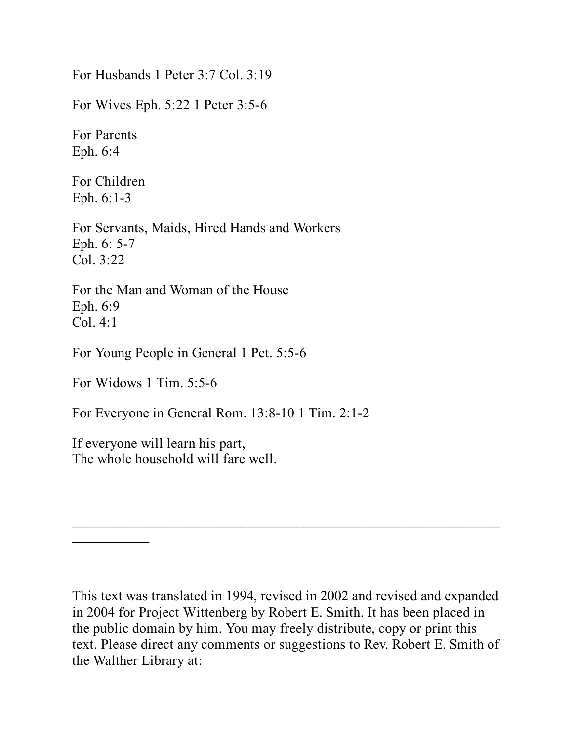For Husbands 1 Peter 3:7 Col. 3:19

For Wives Eph. 5:22 1 Peter 3:5-6

For Parents
Eph. 6:4

For Children
Eph. 6:1-3

For Servants, Maids, Hired Hands and Workers
Eph. 6: 5-7
Col. 3:22

For the Man and Woman of the House
Eph. 6:9
Col. 4:1

For Young People in General 1 Pet. 5:5-6

For Widows 1 Tim. 5:5-6

For Everyone in General Rom. 13:8-10 1 Tim. 2:1-2

If everyone will learn his part,
The whole household will fare well.

---

This text was translated in 1994, revised in 2002 and revised and expanded in 2004 for Project Wittenberg by Robert E. Smith. It has been placed in the public domain by him. You may freely distribute, copy or print this text. Please direct any comments or suggestions to Rev. Robert E. Smith of the Walther Library at: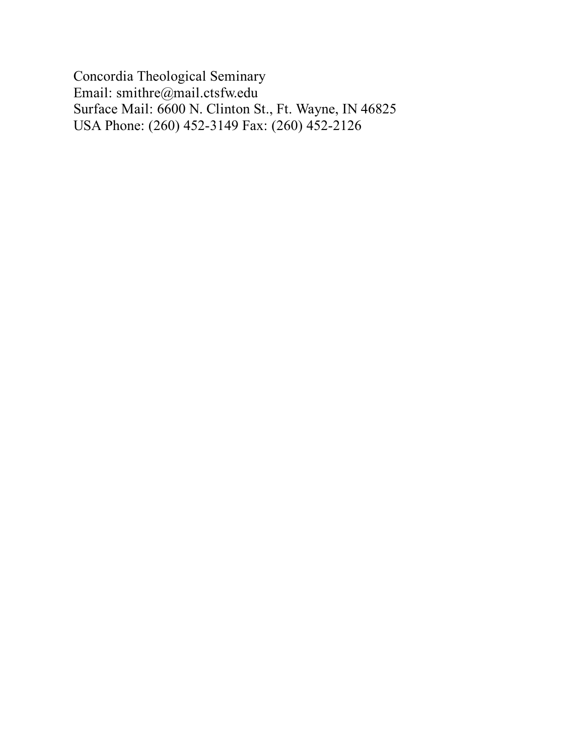Concordia Theological Seminary
Email: smithre@mail.ctsfw.edu
Surface Mail: 6600 N. Clinton St., Ft. Wayne, IN 46825
USA Phone: (260) 452-3149 Fax: (260) 452-2126